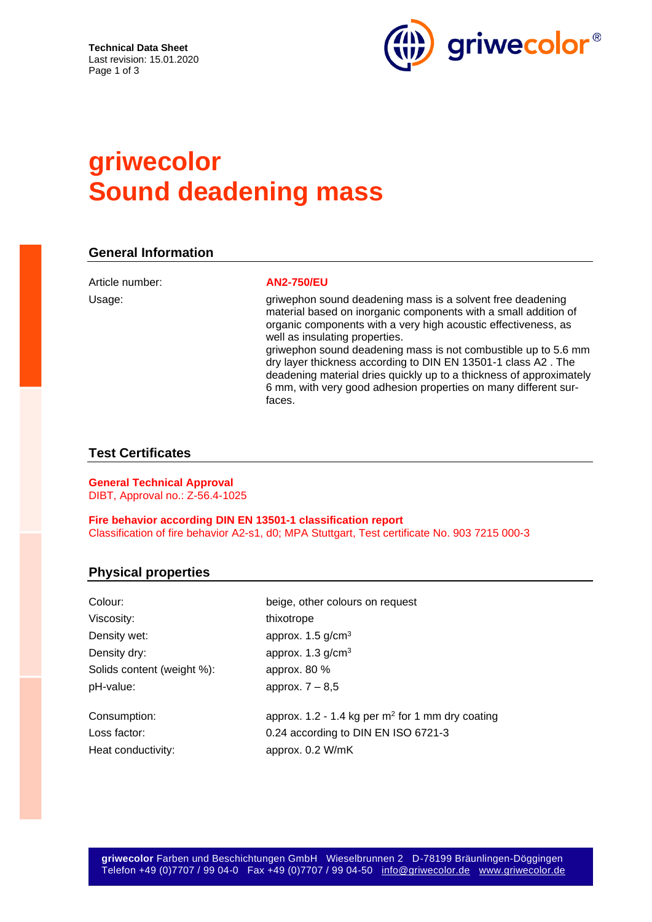# griwecolor
# Sound deadening mass

## General Information

| | |
|---|---|
| Article number: | **AN2-750/EU** |
| Usage: | griwephon sound deadening mass is a solvent free deadening material based on inorganic components with a small addition of organic components with a very high acoustic effectiveness, as well as insulating properties. griwephon sound deadening mass is not combustible up to 5.6 mm dry layer thickness according to DIN EN 13501-1 class A2 . The deadening material dries quickly up to a thickness of approximately 6 mm, with very good adhesion properties on many different surfaces. |

## Test Certificates

**General Technical Approval**
DIBT, Approval no.: Z-56.4-1025

**Fire behavior according DIN EN 13501-1 classification report**
Classification of fire behavior A2-s1, d0; MPA Stuttgart, Test certificate No. 903 7215 000-3

## Physical properties

| | |
|---|---|
| Colour: | beige, other colours on request |
| Viscosity: | thixotrope |
| Density wet: | approx. 1.5 g/cm$^3$ |
| Density dry: | approx. 1.3 g/cm$^3$ |
| Solids content (weight %): | approx. 80 % |
| pH-value: | approx. 7 – 8,5 |
| Consumption: | approx. 1.2 - 1.4 kg per m$^2$ for 1 mm dry coating |
| Loss factor: | 0.24 according to DIN EN ISO 6721-3 |
| Heat conductivity: | approx. 0.2 W/mK |

**griwecolor** Farben und Beschichtungen GmbH Wieselbrunnen 2 D-78199 Bräunlingen-Döggingen
Telefon +49 (0)7707 / 99 04-0 Fax +49 (0)7707 / 99 04-50 info@griwecolor.de www.griwecolor.de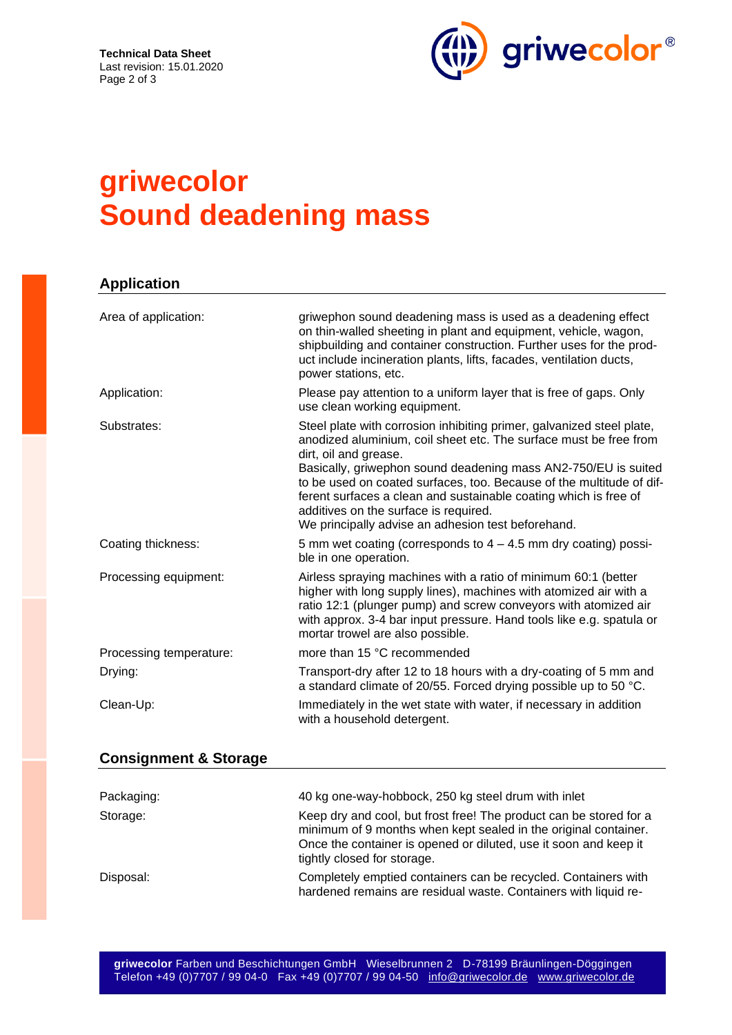# griwecolor Sound deadening mass

## Application

| | |
|---|---|
| Area of application: | griwephon sound deadening mass is used as a deadening effect on thin-walled sheeting in plant and equipment, vehicle, wagon, shipbuilding and container construction. Further uses for the product include incineration plants, lifts, facades, ventilation ducts, power stations, etc. |
| Application: | Please pay attention to a uniform layer that is free of gaps. Only use clean working equipment. |
| Substrates: | Steel plate with corrosion inhibiting primer, galvanized steel plate, anodized aluminium, coil sheet etc. The surface must be free from dirt, oil and grease. Basically, griwephon sound deadening mass AN2-750/EU is suited to be used on coated surfaces, too. Because of the multitude of different surfaces a clean and sustainable coating which is free of additives on the surface is required. We principally advise an adhesion test beforehand. |
| Coating thickness: | 5 mm wet coating (corresponds to 4 – 4.5 mm dry coating) possible in one operation. |
| Processing equipment: | Airless spraying machines with a ratio of minimum 60:1 (better higher with long supply lines), machines with atomized air with a ratio 12:1 (plunger pump) and screw conveyors with atomized air with approx. 3-4 bar input pressure. Hand tools like e.g. spatula or mortar trowel are also possible. |
| Processing temperature: | more than 15 °C recommended |
| Drying: | Transport-dry after 12 to 18 hours with a dry-coating of 5 mm and a standard climate of 20/55. Forced drying possible up to 50 °C. |
| Clean-Up: | Immediately in the wet state with water, if necessary in addition with a household detergent. |

## Consignment & Storage

| | |
|---|---|
| Packaging: | 40 kg one-way-hobbock, 250 kg steel drum with inlet |
| Storage: | Keep dry and cool, but frost free! The product can be stored for a minimum of 9 months when kept sealed in the original container. Once the container is opened or diluted, use it soon and keep it tightly closed for storage. |
| Disposal: | Completely emptied containers can be recycled. Containers with hardened remains are residual waste. Containers with liquid re- |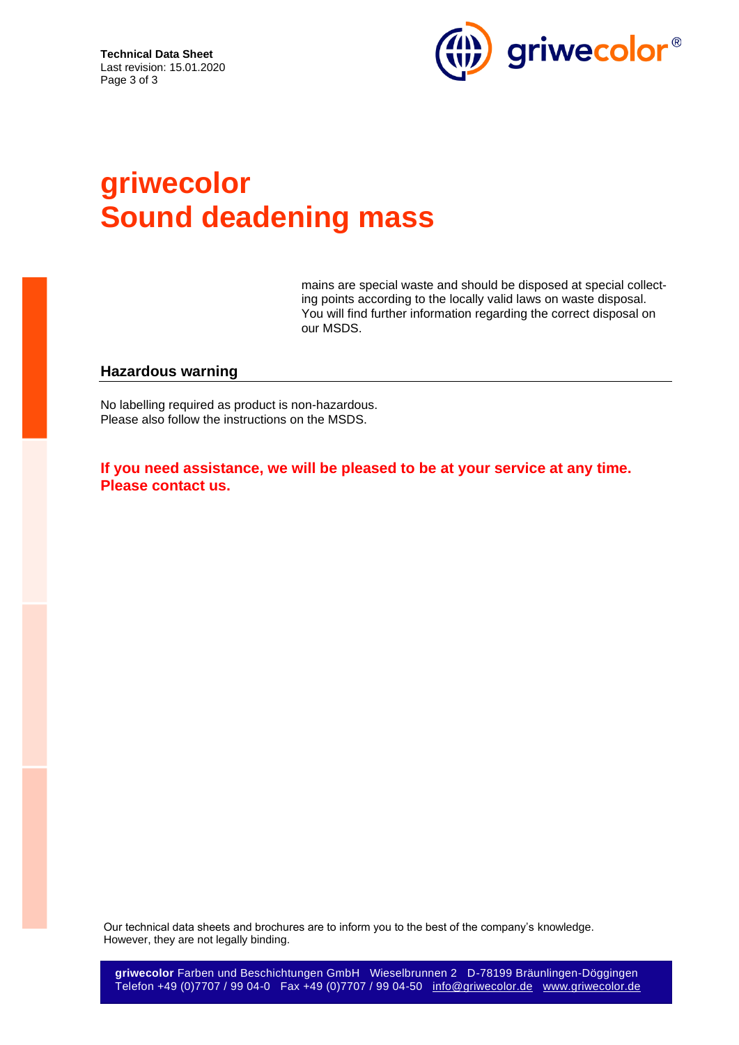# griwecolor
# Sound deadening mass

mains are special waste and should be disposed at special collecting points according to the locally valid laws on waste disposal. You will find further information regarding the correct disposal on our MSDS.

## Hazardous warning

No labelling required as product is non-hazardous.
Please also follow the instructions on the MSDS.

**If you need assistance, we will be pleased to be at your service at any time. Please contact us.**

Our technical data sheets and brochures are to inform you to the best of the company's knowledge. However, they are not legally binding.

**griwecolor** Farben und Beschichtungen GmbH   Wieselbrunnen 2   D-78199 Bräunlingen-Döggingen
Telefon +49 (0)7707 / 99 04-0   Fax +49 (0)7707 / 99 04-50   info@griwecolor.de   www.griwecolor.de